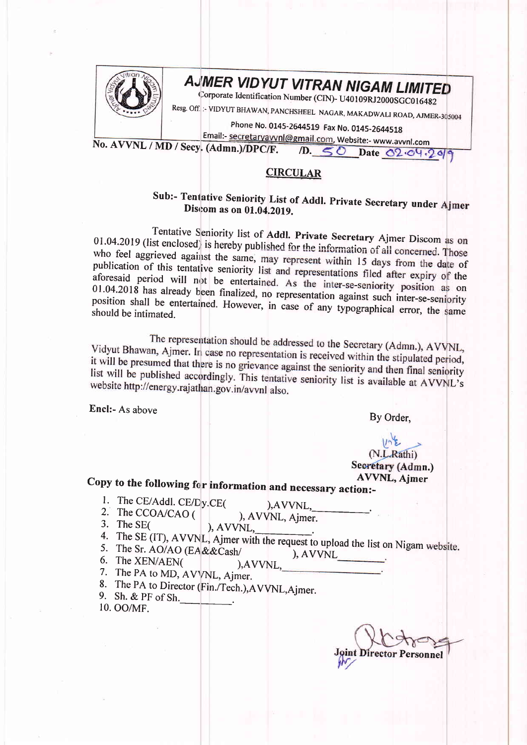# AJMER VIDYUT VITRAN NIGAM LIMITED

Corporate Identification Number (CIN)- U40109RJ2000SGC016482

Resg. Off. :- VIDYUT BHAWAN, PANCHSHEEL NAGAR, MAKADWALI ROAD, AJMER-305004

Phone No. 0145-2644519 Fax No. 0145-2644518

Email:- secretaryavvnl@gmail.com, Website:- www.avvnl.com

No. AVVNL / MD / Secy. (Admn.)/DPC/F. /D. 50 Date 02.04.2019

## CIRCULAR

**Sub:- Tentative Seniority List of Addl. Private Secretary under Ajmer Discom as on 01.04.2019.**

Tentative Seniority list of **Addl. Private Secretary** Ajmer Discom as on 01.04.2019 (list enclosed) is hereby published for the information of all concerned. Those who feel aggrieved against the same, may represent within 15 days from the date of publication of this tentative seniority list and representations filed after expiry of the aforesaid period will not be entertained. As the inter-se-seniority position as on 01.04.2018 has already been finalized, no representation against such inter-se-seniority position shall be entertained. However, in case of any typographical error, the same should be intimated.

The representation should be addressed to the Secretary (Admn.), AVVNL, Vidyut Bhawan, Ajmer. In case no representation is received within the stipulated period, it will be presumed that there is no grievance against the seniority and then final seniority list will be published accordingly. This tentative seniority list is available at AVVNL's website http://energy.rajathan.gov.in/avvnl also.

Encl:- As above

By Order,

(N.L.Rathi)
**Secretary (Admn.)**
**AVVNL, Ajmer**

**Copy to the following for information and necessary action:-**

1. The CE/Addl. CE/Dy.CE( ),AVVNL,\_\_\_\_\_\_\_\_\_\_.
2. The CCOA/CAO ( ), AVVNL, Ajmer.
3. The SE( ), AVVNL,\_\_\_\_\_\_\_\_\_\_.
4. The SE (IT), AVVNL, Ajmer with the request to upload the list on Nigam website.
5. The Sr. AO/AO (EA&&Cash/ ), AVVNL\_\_\_\_\_\_\_\_.
6. The XEN/AEN( ),AVVNL,\_\_\_\_\_\_\_\_\_\_\_\_\_\_\_\_.
7. The PA to MD, AVVNL, Ajmer.
8. The PA to Director (Fin./Tech.),AVVNL,Ajmer.
9. Sh. & PF of Sh.\_\_\_\_\_\_\_\_\_\_.
10. OO/MF.

**Joint Director Personnel**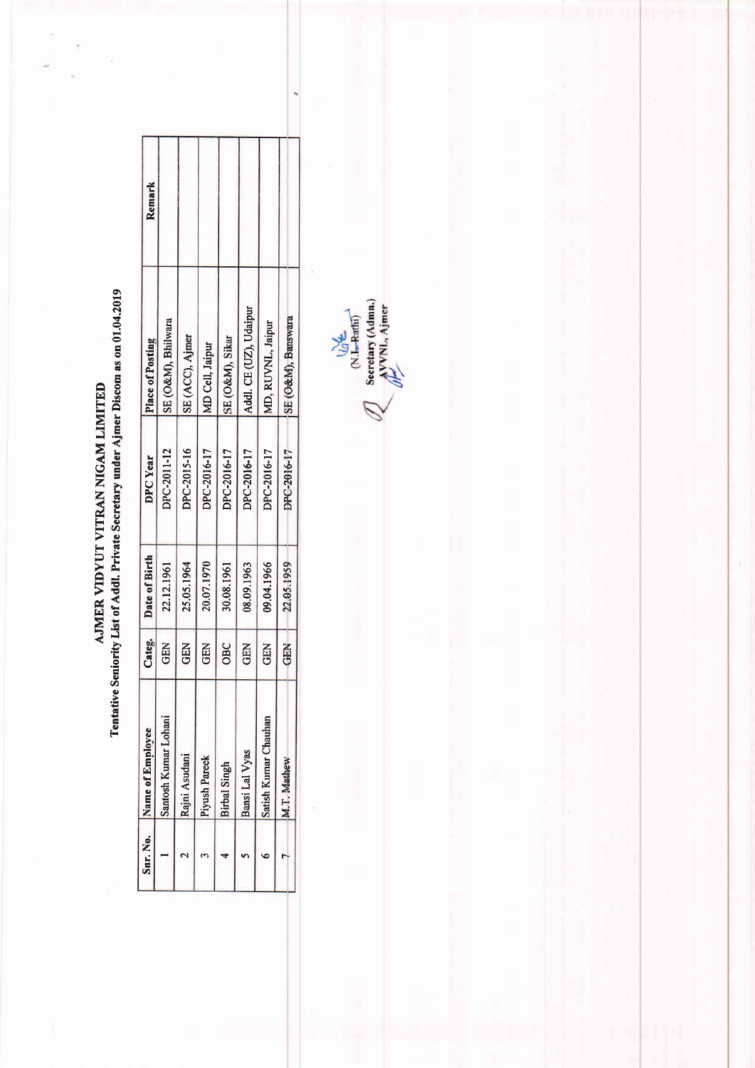# AJMER VIDYUT VITRAN NIGAM LIMITED

## Tentative Seniority List of Addl. Private Secretary under Ajmer Discom as on 01.04.2019

| Snr. No. | Name of Employee | Categ. | Date of Birth | DPC Year | Place of Posting | Remark |
|---|---|---|---|---|---|---|
| 1 | Santosh Kumar Lohani | GEN | 22.12.1961 | DPC-2011-12 | SE (O&M), Bhilwara | |
| 2 | Rajni Asudani | GEN | 25.05.1964 | DPC-2015-16 | SE (ACC), Ajmer | |
| 3 | Piyush Pareek | GEN | 20.07.1970 | DPC-2016-17 | MD Cell, Jaipur | |
| 4 | Birbal Singh | OBC | 30.08.1961 | DPC-2016-17 | SE (O&M), Sikar | |
| 5 | Bansi Lal Vyas | GEN | 08.09.1963 | DPC-2016-17 | Addl. CE (UZ), Udaipur | |
| 6 | Satish Kumar Chauhan | GEN | 09.04.1966 | DPC-2016-17 | MD, RUVNL, Jaipur | |
| ~~7~~ | ~~M.T. Mathew~~ | ~~GEN~~ | ~~22.05.1959~~ | ~~DPC-2016-17~~ | ~~SE (O&M), Banswara~~ | |

(N.L. Rathi)
Secretary (Admn.)
AVVNL, Ajmer